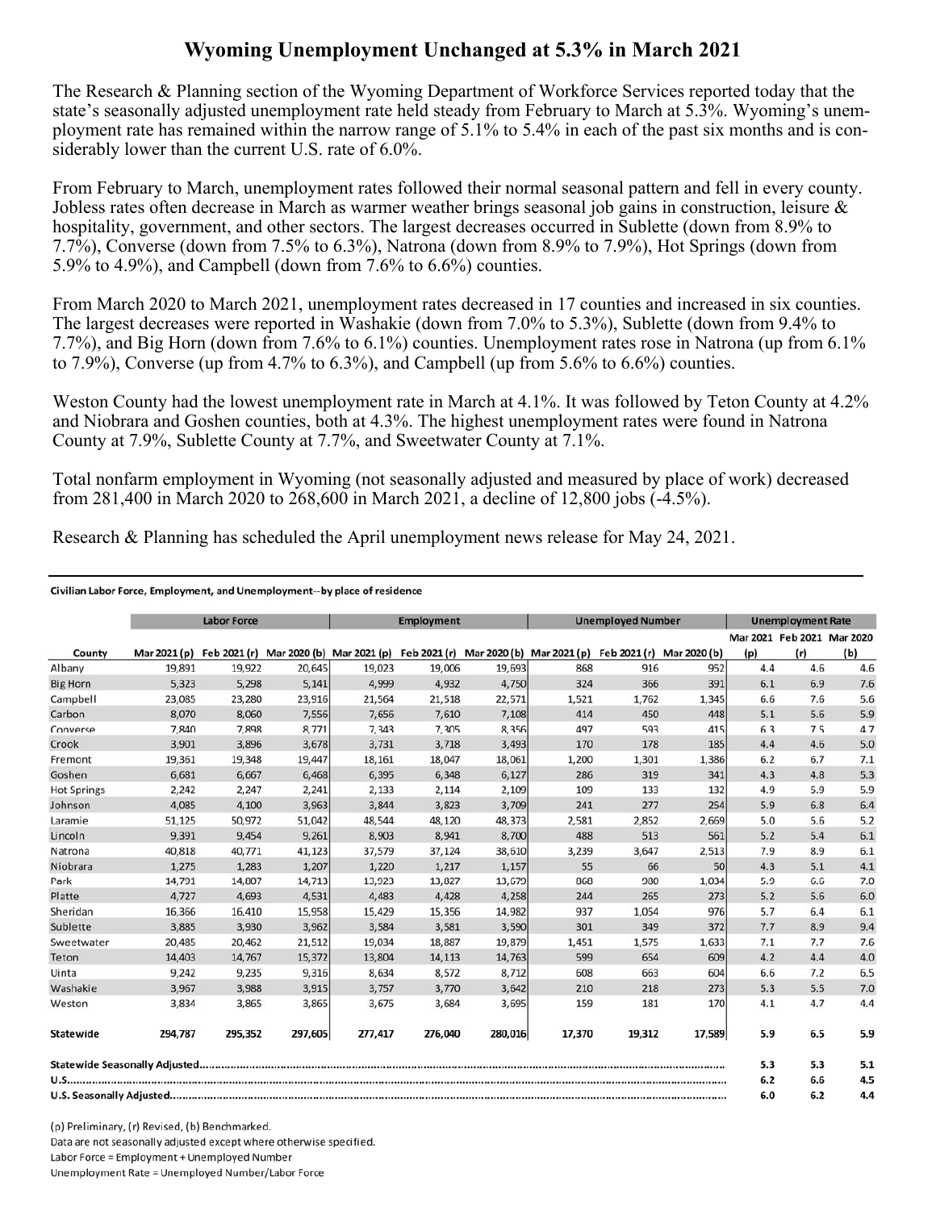# Wyoming Unemployment Unchanged at 5.3% in March 2021

The Research & Planning section of the Wyoming Department of Workforce Services reported today that the state's seasonally adjusted unemployment rate held steady from February to March at 5.3%. Wyoming's unemployment rate has remained within the narrow range of 5.1% to 5.4% in each of the past six months and is considerably lower than the current U.S. rate of 6.0%.

From February to March, unemployment rates followed their normal seasonal pattern and fell in every county. Jobless rates often decrease in March as warmer weather brings seasonal job gains in construction, leisure & hospitality, government, and other sectors. The largest decreases occurred in Sublette (down from 8.9% to 7.7%), Converse (down from 7.5% to 6.3%), Natrona (down from 8.9% to 7.9%), Hot Springs (down from 5.9% to 4.9%), and Campbell (down from 7.6% to 6.6%) counties.

From March 2020 to March 2021, unemployment rates decreased in 17 counties and increased in six counties. The largest decreases were reported in Washakie (down from 7.0% to 5.3%), Sublette (down from 9.4% to 7.7%), and Big Horn (down from 7.6% to 6.1%) counties. Unemployment rates rose in Natrona (up from 6.1% to 7.9%), Converse (up from 4.7% to 6.3%), and Campbell (up from 5.6% to 6.6%) counties.

Weston County had the lowest unemployment rate in March at 4.1%. It was followed by Teton County at 4.2% and Niobrara and Goshen counties, both at 4.3%. The highest unemployment rates were found in Natrona County at 7.9%, Sublette County at 7.7%, and Sweetwater County at 7.1%.

Total nonfarm employment in Wyoming (not seasonally adjusted and measured by place of work) decreased from 281,400 in March 2020 to 268,600 in March 2021, a decline of 12,800 jobs (-4.5%).

Research & Planning has scheduled the April unemployment news release for May 24, 2021.

**Civilian Labor Force, Employment, and Unemployment--by place of residence**

| | Labor Force | | | Employment | | | Unemployed Number | | | Unemployment Rate | | |
|---|---|---|---|---|---|---|---|---|---|---|---|---|
| County | Mar 2021 (p) | Feb 2021 (r) | Mar 2020 (b) | Mar 2021 (p) | Feb 2021 (r) | Mar 2020 (b) | Mar 2021 (p) | Feb 2021 (r) | Mar 2020 (b) | Mar 2021 (p) | Feb 2021 (r) | Mar 2020 (b) |
| Albany | 19,891 | 19,922 | 20,645 | 19,023 | 19,006 | 19,693 | 868 | 916 | 952 | 4.4 | 4.6 | 4.6 |
| Big Horn | 5,323 | 5,298 | 5,141 | 4,999 | 4,932 | 4,750 | 324 | 366 | 391 | 6.1 | 6.9 | 7.6 |
| Campbell | 23,085 | 23,280 | 23,916 | 21,564 | 21,518 | 22,571 | 1,521 | 1,762 | 1,345 | 6.6 | 7.6 | 5.6 |
| Carbon | 8,070 | 8,060 | 7,556 | 7,656 | 7,610 | 7,108 | 414 | 450 | 448 | 5.1 | 5.6 | 5.9 |
| Converse | 7,840 | 7,898 | 8,771 | 7,343 | 7,305 | 8,356 | 497 | 593 | 415 | 6.3 | 7.5 | 4.7 |
| Crook | 3,901 | 3,896 | 3,678 | 3,731 | 3,718 | 3,493 | 170 | 178 | 185 | 4.4 | 4.6 | 5.0 |
| Fremont | 19,361 | 19,348 | 19,447 | 18,161 | 18,047 | 18,061 | 1,200 | 1,301 | 1,386 | 6.2 | 6.7 | 7.1 |
| Goshen | 6,681 | 6,667 | 6,468 | 6,395 | 6,348 | 6,127 | 286 | 319 | 341 | 4.3 | 4.8 | 5.3 |
| Hot Springs | 2,242 | 2,247 | 2,241 | 2,133 | 2,114 | 2,109 | 109 | 133 | 132 | 4.9 | 5.9 | 5.9 |
| Johnson | 4,085 | 4,100 | 3,963 | 3,844 | 3,823 | 3,709 | 241 | 277 | 254 | 5.9 | 6.8 | 6.4 |
| Laramie | 51,125 | 50,972 | 51,042 | 48,544 | 48,120 | 48,373 | 2,581 | 2,852 | 2,669 | 5.0 | 5.6 | 5.2 |
| Lincoln | 9,391 | 9,454 | 9,261 | 8,903 | 8,941 | 8,700 | 488 | 513 | 561 | 5.2 | 5.4 | 6.1 |
| Natrona | 40,818 | 40,771 | 41,123 | 37,579 | 37,124 | 38,610 | 3,239 | 3,647 | 2,513 | 7.9 | 8.9 | 6.1 |
| Niobrara | 1,275 | 1,283 | 1,207 | 1,220 | 1,217 | 1,157 | 55 | 66 | 50 | 4.3 | 5.1 | 4.1 |
| Park | 14,791 | 14,807 | 14,713 | 13,923 | 13,827 | 13,679 | 868 | 980 | 1,034 | 5.9 | 6.6 | 7.0 |
| Platte | 4,727 | 4,693 | 4,531 | 4,483 | 4,428 | 4,258 | 244 | 265 | 273 | 5.2 | 5.6 | 6.0 |
| Sheridan | 16,366 | 16,410 | 15,958 | 15,429 | 15,356 | 14,982 | 937 | 1,054 | 976 | 5.7 | 6.4 | 6.1 |
| Sublette | 3,885 | 3,930 | 3,962 | 3,584 | 3,581 | 3,590 | 301 | 349 | 372 | 7.7 | 8.9 | 9.4 |
| Sweetwater | 20,485 | 20,462 | 21,512 | 19,034 | 18,887 | 19,879 | 1,451 | 1,575 | 1,633 | 7.1 | 7.7 | 7.6 |
| Teton | 14,403 | 14,767 | 15,372 | 13,804 | 14,113 | 14,763 | 599 | 654 | 609 | 4.2 | 4.4 | 4.0 |
| Uinta | 9,242 | 9,235 | 9,316 | 8,634 | 8,572 | 8,712 | 608 | 663 | 604 | 6.6 | 7.2 | 6.5 |
| Washakie | 3,967 | 3,988 | 3,915 | 3,757 | 3,770 | 3,642 | 210 | 218 | 273 | 5.3 | 5.5 | 7.0 |
| Weston | 3,834 | 3,865 | 3,865 | 3,675 | 3,684 | 3,695 | 159 | 181 | 170 | 4.1 | 4.7 | 4.4 |
| **Statewide** | **294,787** | **295,352** | **297,605** | **277,417** | **276,040** | **280,016** | **17,370** | **19,312** | **17,589** | **5.9** | **6.5** | **5.9** |
| **Statewide Seasonally Adjusted** | | | | | | | | | | **5.3** | **5.3** | **5.1** |
| **U.S.** | | | | | | | | | | **6.2** | **6.6** | **4.5** |
| **U.S. Seasonally Adjusted** | | | | | | | | | | **6.0** | **6.2** | **4.4** |

(p) Preliminary, (r) Revised, (b) Benchmarked.
Data are not seasonally adjusted except where otherwise specified.
Labor Force = Employment + Unemployed Number
Unemployment Rate = Unemployed Number/Labor Force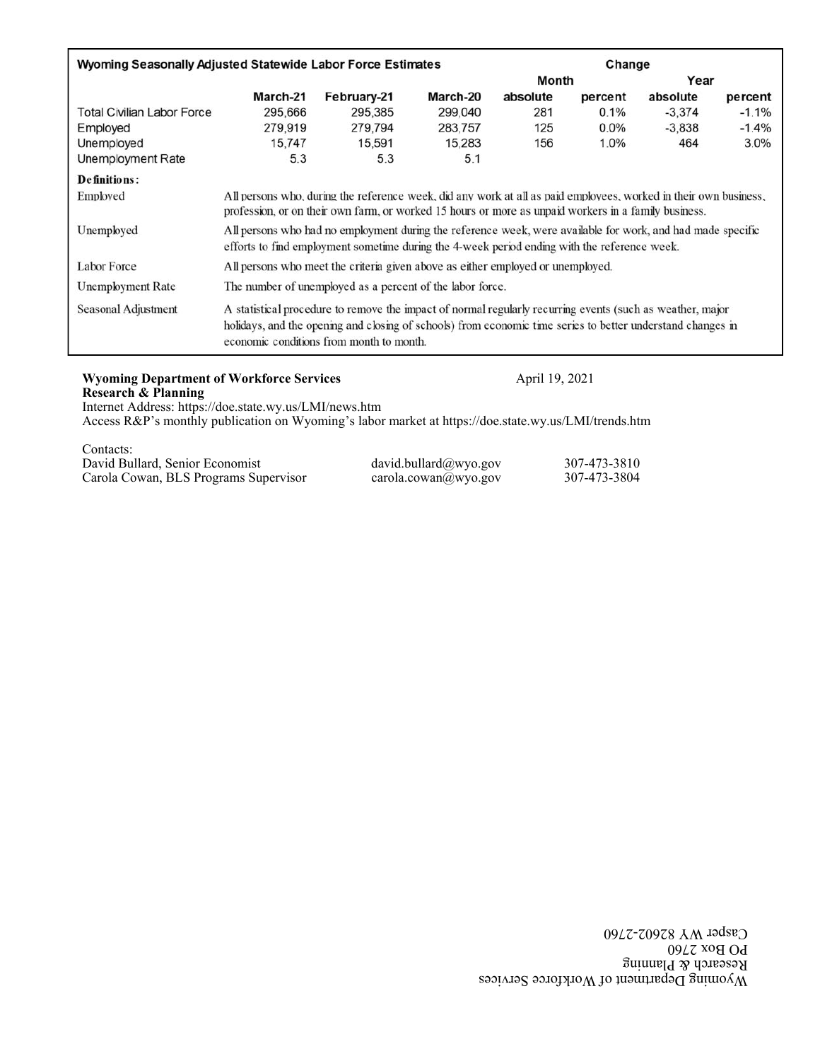| Wyoming Seasonally Adjusted Statewide Labor Force Estimates | | | | Change | | | |
|---|---|---|---|---|---|---|---|
| | | | | Month | | Year | |
| | March-21 | February-21 | March-20 | absolute | percent | absolute | percent |
| Total Civilian Labor Force | 295,666 | 295,385 | 299,040 | 281 | 0.1% | -3,374 | -1.1% |
| Employed | 279,919 | 279,794 | 283,757 | 125 | 0.0% | -3,838 | -1.4% |
| Unemployed | 15,747 | 15,591 | 15,283 | 156 | 1.0% | 464 | 3.0% |
| Unemployment Rate | 5.3 | 5.3 | 5.1 | | | | |

**Definitions:**

| | |
|---|---|
| Employed | All persons who, during the reference week, did any work at all as paid employees, worked in their own business, profession, or on their own farm, or worked 15 hours or more as unpaid workers in a family business. |
| Unemployed | All persons who had no employment during the reference week, were available for work, and had made specific efforts to find employment sometime during the 4-week period ending with the reference week. |
| Labor Force | All persons who meet the criteria given above as either employed or unemployed. |
| Unemployment Rate | The number of unemployed as a percent of the labor force. |
| Seasonal Adjustment | A statistical procedure to remove the impact of normal regularly recurring events (such as weather, major holidays, and the opening and closing of schools) from economic time series to better understand changes in economic conditions from month to month. |

**Wyoming Department of Workforce Services**
**Research & Planning**

April 19, 2021

Internet Address: https://doe.state.wy.us/LMI/news.htm
Access R&P's monthly publication on Wyoming's labor market at https://doe.state.wy.us/LMI/trends.htm

Contacts:

| | | |
|---|---|---|
| David Bullard, Senior Economist | david.bullard@wyo.gov | 307-473-3810 |
| Carola Cowan, BLS Programs Supervisor | carola.cowan@wyo.gov | 307-473-3804 |

Wyoming Department of Workforce Services
Research & Planning
PO Box 2760
Casper WY 82602-2760